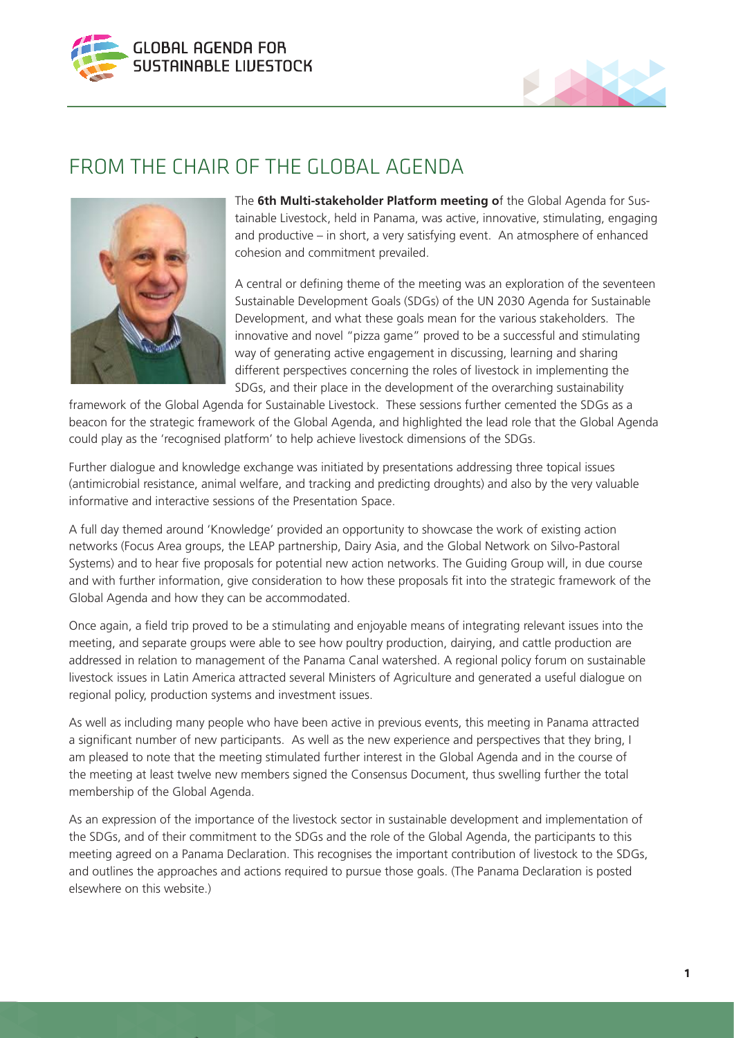# FROM THE CHAIR OF THE GLOBAL AGENDA

The **6th Multi-stakeholder Platform meeting o**f the Global Agenda for Sustainable Livestock, held in Panama, was active, innovative, stimulating, engaging and productive – in short, a very satisfying event. An atmosphere of enhanced cohesion and commitment prevailed.

A central or defining theme of the meeting was an exploration of the seventeen Sustainable Development Goals (SDGs) of the UN 2030 Agenda for Sustainable Development, and what these goals mean for the various stakeholders. The innovative and novel "pizza game" proved to be a successful and stimulating way of generating active engagement in discussing, learning and sharing different perspectives concerning the roles of livestock in implementing the SDGs, and their place in the development of the overarching sustainability framework of the Global Agenda for Sustainable Livestock. These sessions further cemented the SDGs as a beacon for the strategic framework of the Global Agenda, and highlighted the lead role that the Global Agenda could play as the 'recognised platform' to help achieve livestock dimensions of the SDGs.

Further dialogue and knowledge exchange was initiated by presentations addressing three topical issues (antimicrobial resistance, animal welfare, and tracking and predicting droughts) and also by the very valuable informative and interactive sessions of the Presentation Space.

A full day themed around 'Knowledge' provided an opportunity to showcase the work of existing action networks (Focus Area groups, the LEAP partnership, Dairy Asia, and the Global Network on Silvo-Pastoral Systems) and to hear five proposals for potential new action networks. The Guiding Group will, in due course and with further information, give consideration to how these proposals fit into the strategic framework of the Global Agenda and how they can be accommodated.

Once again, a field trip proved to be a stimulating and enjoyable means of integrating relevant issues into the meeting, and separate groups were able to see how poultry production, dairying, and cattle production are addressed in relation to management of the Panama Canal watershed. A regional policy forum on sustainable livestock issues in Latin America attracted several Ministers of Agriculture and generated a useful dialogue on regional policy, production systems and investment issues.

As well as including many people who have been active in previous events, this meeting in Panama attracted a significant number of new participants. As well as the new experience and perspectives that they bring, I am pleased to note that the meeting stimulated further interest in the Global Agenda and in the course of the meeting at least twelve new members signed the Consensus Document, thus swelling further the total membership of the Global Agenda.

As an expression of the importance of the livestock sector in sustainable development and implementation of the SDGs, and of their commitment to the SDGs and the role of the Global Agenda, the participants to this meeting agreed on a Panama Declaration. This recognises the important contribution of livestock to the SDGs, and outlines the approaches and actions required to pursue those goals. (The Panama Declaration is posted elsewhere on this website.)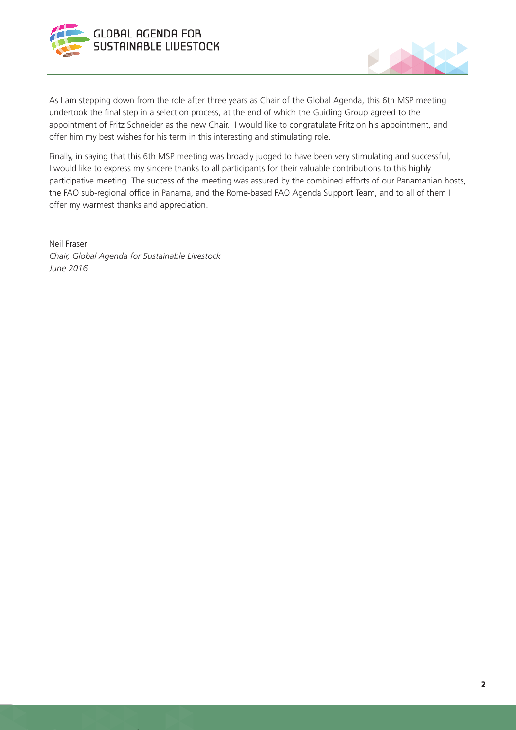As I am stepping down from the role after three years as Chair of the Global Agenda, this 6th MSP meeting undertook the final step in a selection process, at the end of which the Guiding Group agreed to the appointment of Fritz Schneider as the new Chair. I would like to congratulate Fritz on his appointment, and offer him my best wishes for his term in this interesting and stimulating role.

Finally, in saying that this 6th MSP meeting was broadly judged to have been very stimulating and successful, I would like to express my sincere thanks to all participants for their valuable contributions to this highly participative meeting. The success of the meeting was assured by the combined efforts of our Panamanian hosts, the FAO sub-regional office in Panama, and the Rome-based FAO Agenda Support Team, and to all of them I offer my warmest thanks and appreciation.

Neil Fraser
*Chair, Global Agenda for Sustainable Livestock*
*June 2016*